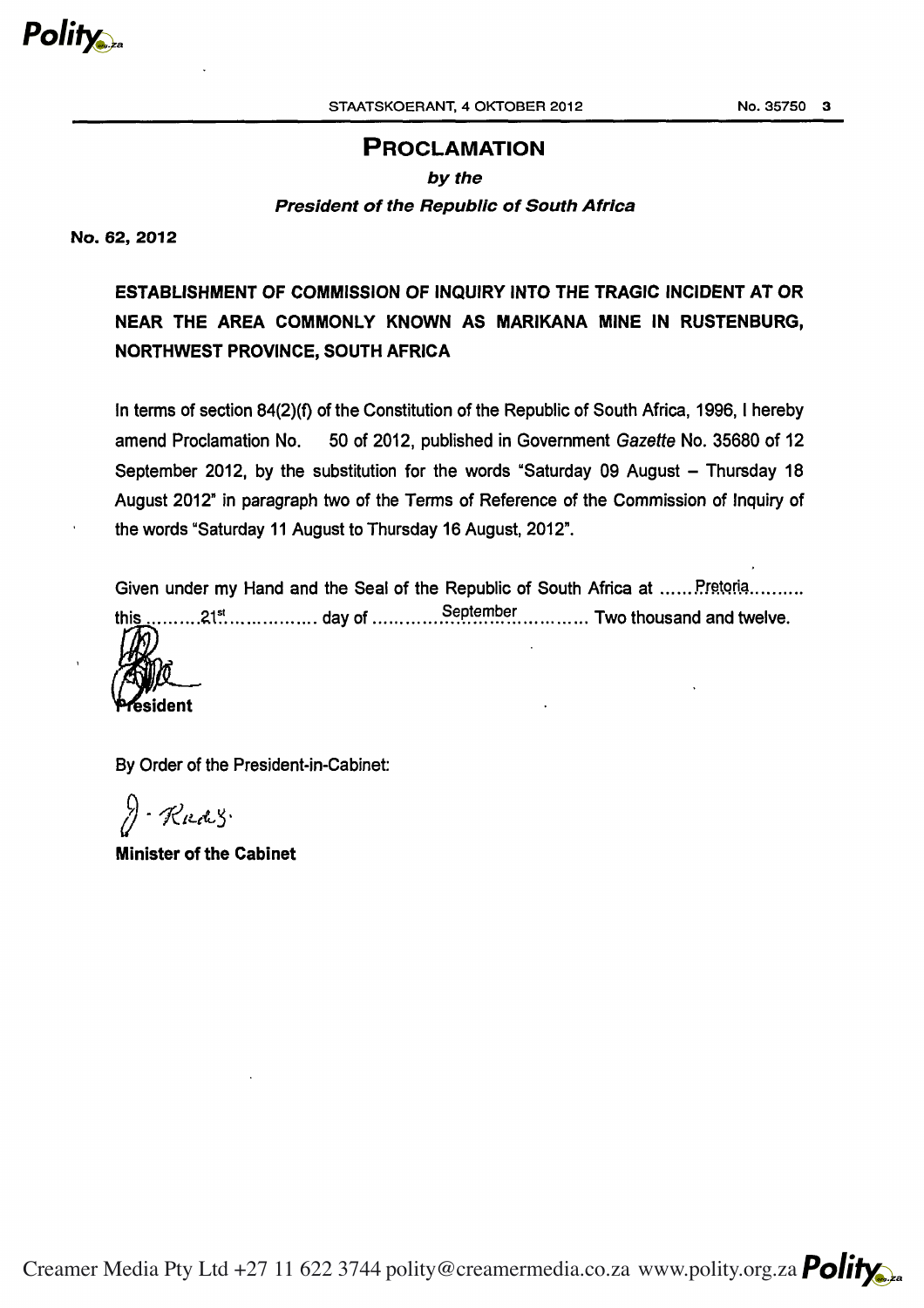# PROCLAMATION

***by the***

***President of the Republic of South Africa***

**No. 62, 2012**

**ESTABLISHMENT OF COMMISSION OF INQUIRY INTO THE TRAGIC INCIDENT AT OR NEAR THE AREA COMMONLY KNOWN AS MARIKANA MINE IN RUSTENBURG, NORTHWEST PROVINCE, SOUTH AFRICA**

In terms of section 84(2)(f) of the Constitution of the Republic of South Africa, 1996, I hereby amend Proclamation No. 50 of 2012, published in Government *Gazette* No. 35680 of 12 September 2012, by the substitution for the words "Saturday 09 August – Thursday 18 August 2012" in paragraph two of the Terms of Reference of the Commission of Inquiry of the words "Saturday 11 August to Thursday 16 August, 2012".

Given under my Hand and the Seal of the Republic of South Africa at ......Pretoria.......... this ..........21st................ day of ..............September.............. Two thousand and twelve.

**President**

By Order of the President-in-Cabinet:

**Minister of the Cabinet**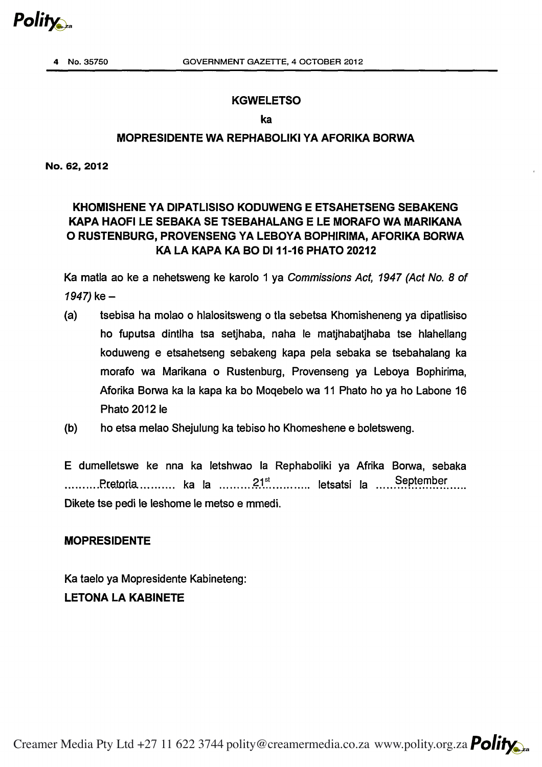## KGWELETSO

**ka**

## MOPRESIDENTE WA REPHABOLIKI YA AFORIKA BORWA

**No. 62, 2012**

### KHOMISHENE YA DIPATLISISO KODUWENG E ETSAHETSENG SEBAKENG KAPA HAOFI LE SEBAKA SE TSEBAHALANG E LE MORAFO WA MARIKANA O RUSTENBURG, PROVENSENG YA LEBOYA BOPHIRIMA, AFORIKA BORWA KA LA KAPA KA BO DI 11-16 PHATO 20212

Ka matla ao ke a nehetsweng ke karolo 1 ya *Commissions Act, 1947 (Act No. 8 of 1947)* ke –

(a) tsebisa ha molao o hlalositsweng o tla sebetsa Khomisheneng ya dipatlisiso ho fuputsa dintlha tsa setjhaba, naha le matjhabatjhaba tse hlahellang koduweng e etsahetseng sebakeng kapa pela sebaka se tsebahalang ka morafo wa Marikana o Rustenburg, Provenseng ya Leboya Bophirima, Aforika Borwa ka la kapa ka bo Moqebelo wa 11 Phato ho ya ho Labone 16 Phato 2012 le

(b) ho etsa melao Shejulung ka tebiso ho Khomeshene e boletsweng.

E dumelletswe ke nna ka letshwao la Rephaboliki ya Afrika Borwa, sebaka ..........Pretoria.......... ka la ..........21st.......... letsatsi la ..........September.......... Dikete tse pedi le leshome le metso e mmedi.

**MOPRESIDENTE**

Ka taelo ya Mopresidente Kabineteng:

**LETONA LA KABINETE**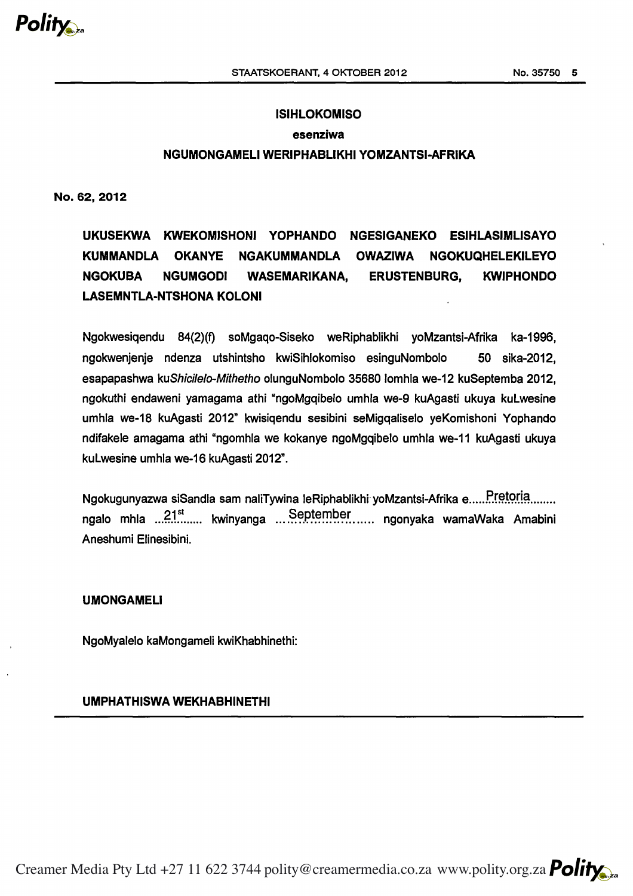**ISIHLOKOMISO**

**esenziwa**

**NGUMONGAMELI WERIPHABLIKHI YOMZANTSI-AFRIKA**

**No. 62, 2012**

**UKUSEKWA KWEKOMISHONI YOPHANDO NGESIGANEKO ESIHLASIMLISAYO KUMMANDLA OKANYE NGAKUMMANDLA OWAZIWA NGOKUQHELEKILEYO NGOKUBA NGUMGODI WASEMARIKANA, ERUSTENBURG, KWIPHONDO LASEMNTLA-NTSHONA KOLONI**

Ngokwesiqendu 84(2)(f) soMgaqo-Siseko weRiphablikhi yoMzantsi-Afrika ka-1996, ngokwenjenje ndenza utshintsho kwiSihlokomiso esinguNombolo 50 sika-2012, esapapashwa ku*Shicilelo-Mithetho* olunguNombolo 35680 lomhla we-12 kuSeptemba 2012, ngokuthi endaweni yamagama athi "ngoMgqibelo umhla we-9 kuAgasti ukuya kuLwesine umhla we-18 kuAgasti 2012" kwisiqendu sesibini seMigqaliselo yeKomishoni Yophando ndifakele amagama athi "ngomhla we kokanye ngoMgqibelo umhla we-11 kuAgasti ukuya kuLwesine umhla we-16 kuAgasti 2012".

Ngokugunyazwa siSandla sam naliTywina leRiphablikhi yoMzantsi-Afrika e.....Pretoria........ ngalo mhla ...21st...... kwinyanga ......September........ ngonyaka wamaWaka Amabini Aneshumi Elinesibini.

**UMONGAMELI**

NgoMyalelo kaMongameli kwiKhabhinethi:

**UMPHATHISWA WEKHABHINETHI**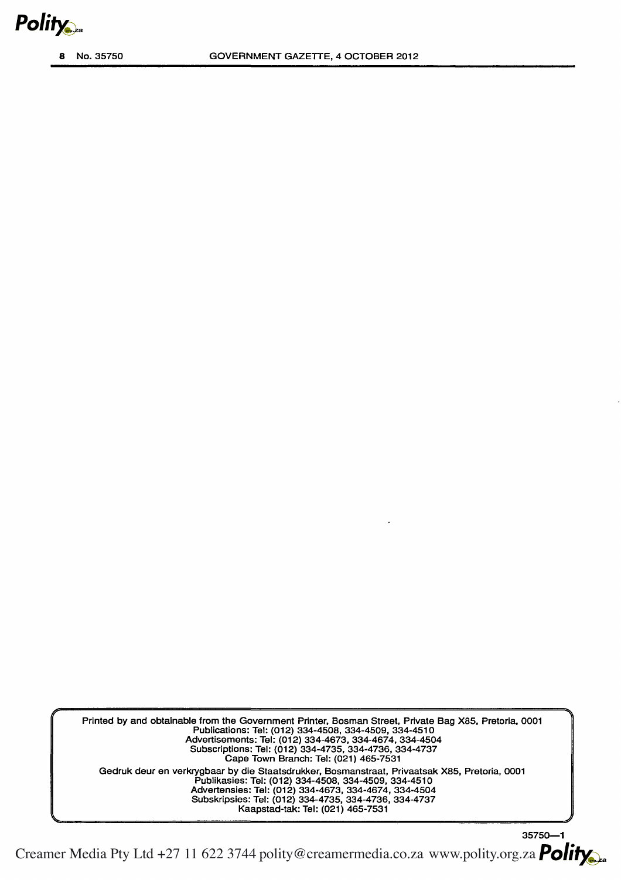Printed by and obtainable from the Government Printer, Bosman Street, Private Bag X85, Pretoria, 0001
Publications: Tel: (012) 334-4508, 334-4509, 334-4510
Advertisements: Tel: (012) 334-4673, 334-4674, 334-4504
Subscriptions: Tel: (012) 334-4735, 334-4736, 334-4737
Cape Town Branch: Tel: (021) 465-7531

Gedruk deur en verkrygbaar by die Staatsdrukker, Bosmanstraat, Privaatsak X85, Pretoria, 0001
Publikasies: Tel: (012) 334-4508, 334-4509, 334-4510
Advertensies: Tel: (012) 334-4673, 334-4674, 334-4504
Subskripsies: Tel: (012) 334-4735, 334-4736, 334-4737
Kaapstad-tak: Tel: (021) 465-7531

35750—1